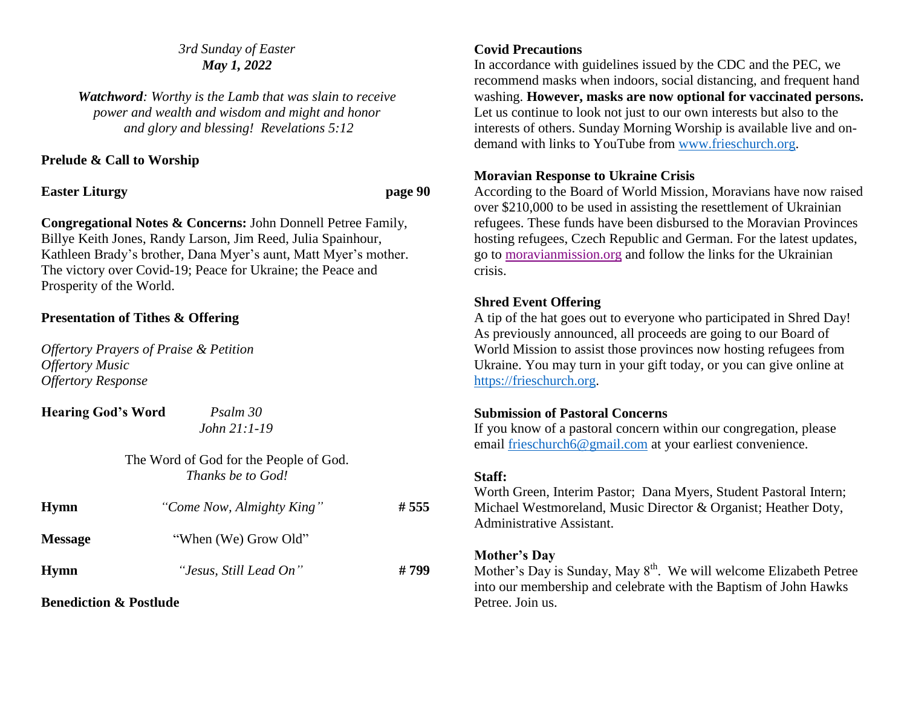*3rd Sunday of Easter*
***May 1, 2022***

***Watchword**: Worthy is the Lamb that was slain to receive power and wealth and wisdom and might and honor and glory and blessing! Revelations 5:12*

**Prelude & Call to Worship**

**Easter Liturgy** **page 90**

**Congregational Notes & Concerns:** John Donnell Petree Family, Billye Keith Jones, Randy Larson, Jim Reed, Julia Spainhour, Kathleen Brady's brother, Dana Myer's aunt, Matt Myer's mother. The victory over Covid-19; Peace for Ukraine; the Peace and Prosperity of the World.

**Presentation of Tithes & Offering**

*Offertory Prayers of Praise & Petition*
*Offertory Music*
*Offertory Response*

**Hearing God's Word** *Psalm 30*
*John 21:1-19*

The Word of God for the People of God.
*Thanks be to God!*

**Hymn** *"Come Now, Almighty King"* **# 555**

**Message** "When (We) Grow Old"

**Hymn** *"Jesus, Still Lead On"* **# 799**

**Benediction & Postlude**

**Covid Precautions**
In accordance with guidelines issued by the CDC and the PEC, we recommend masks when indoors, social distancing, and frequent hand washing. **However, masks are now optional for vaccinated persons.** Let us continue to look not just to our own interests but also to the interests of others. Sunday Morning Worship is available live and on-demand with links to YouTube from www.frieschurch.org.

**Moravian Response to Ukraine Crisis**
According to the Board of World Mission, Moravians have now raised over $210,000 to be used in assisting the resettlement of Ukrainian refugees. These funds have been disbursed to the Moravian Provinces hosting refugees, Czech Republic and German. For the latest updates, go to moravianmission.org and follow the links for the Ukrainian crisis.

**Shred Event Offering**
A tip of the hat goes out to everyone who participated in Shred Day! As previously announced, all proceeds are going to our Board of World Mission to assist those provinces now hosting refugees from Ukraine. You may turn in your gift today, or you can give online at https://frieschurch.org.

**Submission of Pastoral Concerns**
If you know of a pastoral concern within our congregation, please email frieschurch6@gmail.com at your earliest convenience.

**Staff:**
Worth Green, Interim Pastor; Dana Myers, Student Pastoral Intern; Michael Westmoreland, Music Director & Organist; Heather Doty, Administrative Assistant.

**Mother's Day**
Mother's Day is Sunday, May 8th. We will welcome Elizabeth Petree into our membership and celebrate with the Baptism of John Hawks Petree. Join us.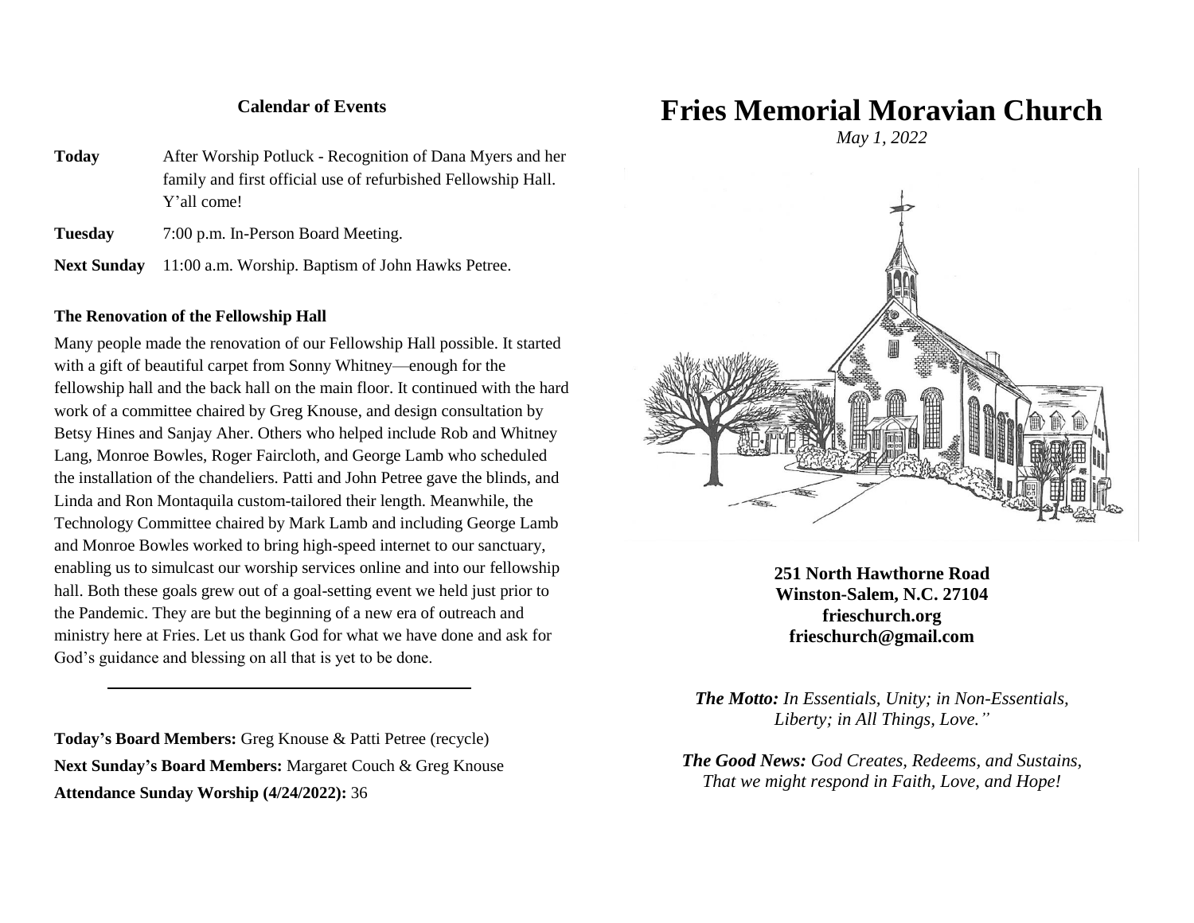## Calendar of Events

| | |
|---|---|
| **Today** | After Worship Potluck - Recognition of Dana Myers and her family and first official use of refurbished Fellowship Hall. Y'all come! |
| **Tuesday** | 7:00 p.m. In-Person Board Meeting. |
| **Next Sunday** | 11:00 a.m. Worship. Baptism of John Hawks Petree. |

**The Renovation of the Fellowship Hall**

Many people made the renovation of our Fellowship Hall possible. It started with a gift of beautiful carpet from Sonny Whitney—enough for the fellowship hall and the back hall on the main floor. It continued with the hard work of a committee chaired by Greg Knouse, and design consultation by Betsy Hines and Sanjay Aher. Others who helped include Rob and Whitney Lang, Monroe Bowles, Roger Faircloth, and George Lamb who scheduled the installation of the chandeliers. Patti and John Petree gave the blinds, and Linda and Ron Montaquila custom-tailored their length. Meanwhile, the Technology Committee chaired by Mark Lamb and including George Lamb and Monroe Bowles worked to bring high-speed internet to our sanctuary, enabling us to simulcast our worship services online and into our fellowship hall. Both these goals grew out of a goal-setting event we held just prior to the Pandemic. They are but the beginning of a new era of outreach and ministry here at Fries. Let us thank God for what we have done and ask for God's guidance and blessing on all that is yet to be done.

---

**Today's Board Members:** Greg Knouse & Patti Petree (recycle)

**Next Sunday's Board Members:** Margaret Couch & Greg Knouse

**Attendance Sunday Worship (4/24/2022):** 36

# Fries Memorial Moravian Church

*May 1, 2022*

**251 North Hawthorne Road**
**Winston-Salem, N.C. 27104**
**frieschurch.org**
**frieschurch@gmail.com**

***The Motto:*** *In Essentials, Unity; in Non-Essentials, Liberty; in All Things, Love."*

***The Good News:*** *God Creates, Redeems, and Sustains, That we might respond in Faith, Love, and Hope!*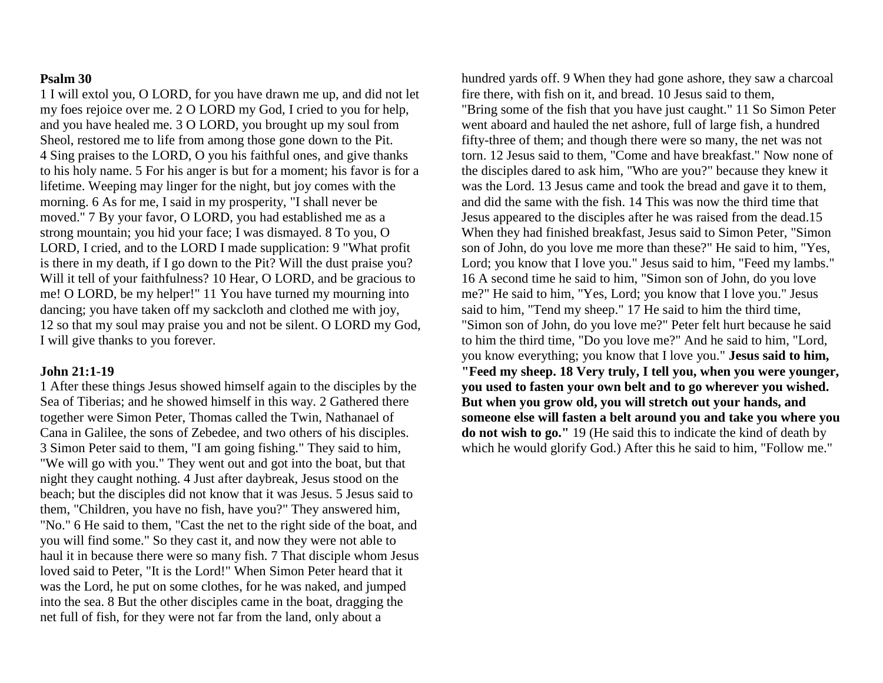**Psalm 30**

1 I will extol you, O LORD, for you have drawn me up, and did not let my foes rejoice over me. 2 O LORD my God, I cried to you for help, and you have healed me. 3 O LORD, you brought up my soul from Sheol, restored me to life from among those gone down to the Pit. 4 Sing praises to the LORD, O you his faithful ones, and give thanks to his holy name. 5 For his anger is but for a moment; his favor is for a lifetime. Weeping may linger for the night, but joy comes with the morning. 6 As for me, I said in my prosperity, "I shall never be moved." 7 By your favor, O LORD, you had established me as a strong mountain; you hid your face; I was dismayed. 8 To you, O LORD, I cried, and to the LORD I made supplication: 9 "What profit is there in my death, if I go down to the Pit? Will the dust praise you? Will it tell of your faithfulness? 10 Hear, O LORD, and be gracious to me! O LORD, be my helper!" 11 You have turned my mourning into dancing; you have taken off my sackcloth and clothed me with joy, 12 so that my soul may praise you and not be silent. O LORD my God, I will give thanks to you forever.

**John 21:1-19**

1 After these things Jesus showed himself again to the disciples by the Sea of Tiberias; and he showed himself in this way. 2 Gathered there together were Simon Peter, Thomas called the Twin, Nathanael of Cana in Galilee, the sons of Zebedee, and two others of his disciples. 3 Simon Peter said to them, "I am going fishing." They said to him, "We will go with you." They went out and got into the boat, but that night they caught nothing. 4 Just after daybreak, Jesus stood on the beach; but the disciples did not know that it was Jesus. 5 Jesus said to them, "Children, you have no fish, have you?" They answered him, "No." 6 He said to them, "Cast the net to the right side of the boat, and you will find some." So they cast it, and now they were not able to haul it in because there were so many fish. 7 That disciple whom Jesus loved said to Peter, "It is the Lord!" When Simon Peter heard that it was the Lord, he put on some clothes, for he was naked, and jumped into the sea. 8 But the other disciples came in the boat, dragging the net full of fish, for they were not far from the land, only about a hundred yards off. 9 When they had gone ashore, they saw a charcoal fire there, with fish on it, and bread. 10 Jesus said to them, "Bring some of the fish that you have just caught." 11 So Simon Peter went aboard and hauled the net ashore, full of large fish, a hundred fifty-three of them; and though there were so many, the net was not torn. 12 Jesus said to them, "Come and have breakfast." Now none of the disciples dared to ask him, "Who are you?" because they knew it was the Lord. 13 Jesus came and took the bread and gave it to them, and did the same with the fish. 14 This was now the third time that Jesus appeared to the disciples after he was raised from the dead.15 When they had finished breakfast, Jesus said to Simon Peter, "Simon son of John, do you love me more than these?" He said to him, "Yes, Lord; you know that I love you." Jesus said to him, "Feed my lambs." 16 A second time he said to him, "Simon son of John, do you love me?" He said to him, "Yes, Lord; you know that I love you." Jesus said to him, "Tend my sheep." 17 He said to him the third time, "Simon son of John, do you love me?" Peter felt hurt because he said to him the third time, "Do you love me?" And he said to him, "Lord, you know everything; you know that I love you." **Jesus said to him, "Feed my sheep. 18 Very truly, I tell you, when you were younger, you used to fasten your own belt and to go wherever you wished. But when you grow old, you will stretch out your hands, and someone else will fasten a belt around you and take you where you do not wish to go."** 19 (He said this to indicate the kind of death by which he would glorify God.) After this he said to him, "Follow me."